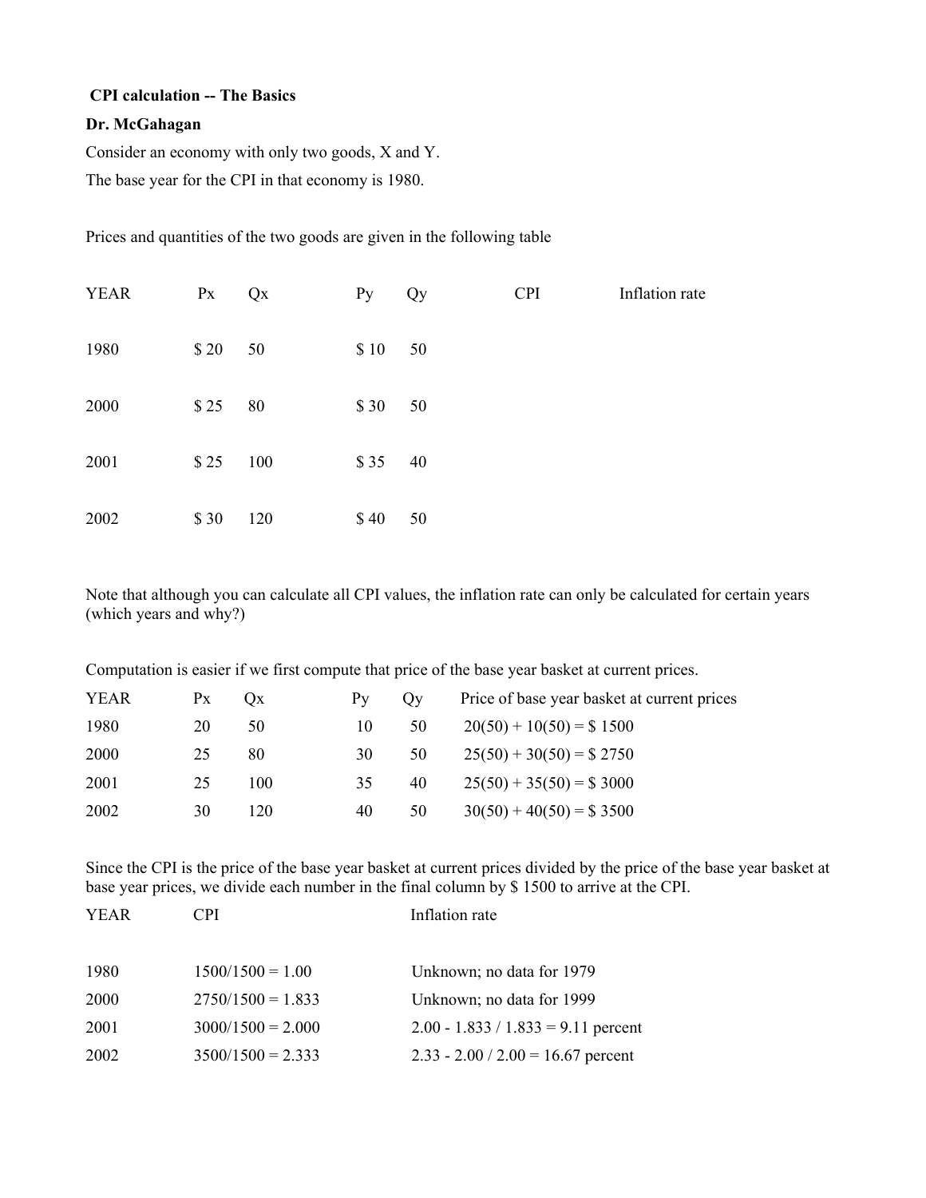**CPI calculation -- The Basics**

**Dr. McGahagan**

Consider an economy with only two goods, X and Y.

The base year for the CPI in that economy is 1980.

Prices and quantities of the two goods are given in the following table

| YEAR | Px | Qx | Py | Qy | CPI | Inflation rate |
|---|---|---|---|---|---|---|
| 1980 | $ 20 | 50 | $ 10 | 50 | | |
| 2000 | $ 25 | 80 | $ 30 | 50 | | |
| 2001 | $ 25 | 100 | $ 35 | 40 | | |
| 2002 | $ 30 | 120 | $ 40 | 50 | | |

Note that although you can calculate all CPI values, the inflation rate can only be calculated for certain years (which years and why?)

Computation is easier if we first compute that price of the base year basket at current prices.

| YEAR | Px | Qx | Py | Qy | Price of base year basket at current prices |
|---|---|---|---|---|---|
| 1980 | 20 | 50 | 10 | 50 | 20(50) + 10(50) = $ 1500 |
| 2000 | 25 | 80 | 30 | 50 | 25(50) + 30(50) = $ 2750 |
| 2001 | 25 | 100 | 35 | 40 | 25(50) + 35(50) = $ 3000 |
| 2002 | 30 | 120 | 40 | 50 | 30(50) + 40(50) = $ 3500 |

Since the CPI is the price of the base year basket at current prices divided by the price of the base year basket at base year prices, we divide each number in the final column by $ 1500 to arrive at the CPI.

| YEAR | CPI | Inflation rate |
|---|---|---|
| 1980 | 1500/1500 = 1.00 | Unknown; no data for 1979 |
| 2000 | 2750/1500 = 1.833 | Unknown; no data for 1999 |
| 2001 | 3000/1500 = 2.000 | 2.00 - 1.833 / 1.833 = 9.11 percent |
| 2002 | 3500/1500 = 2.333 | 2.33 - 2.00 / 2.00 = 16.67 percent |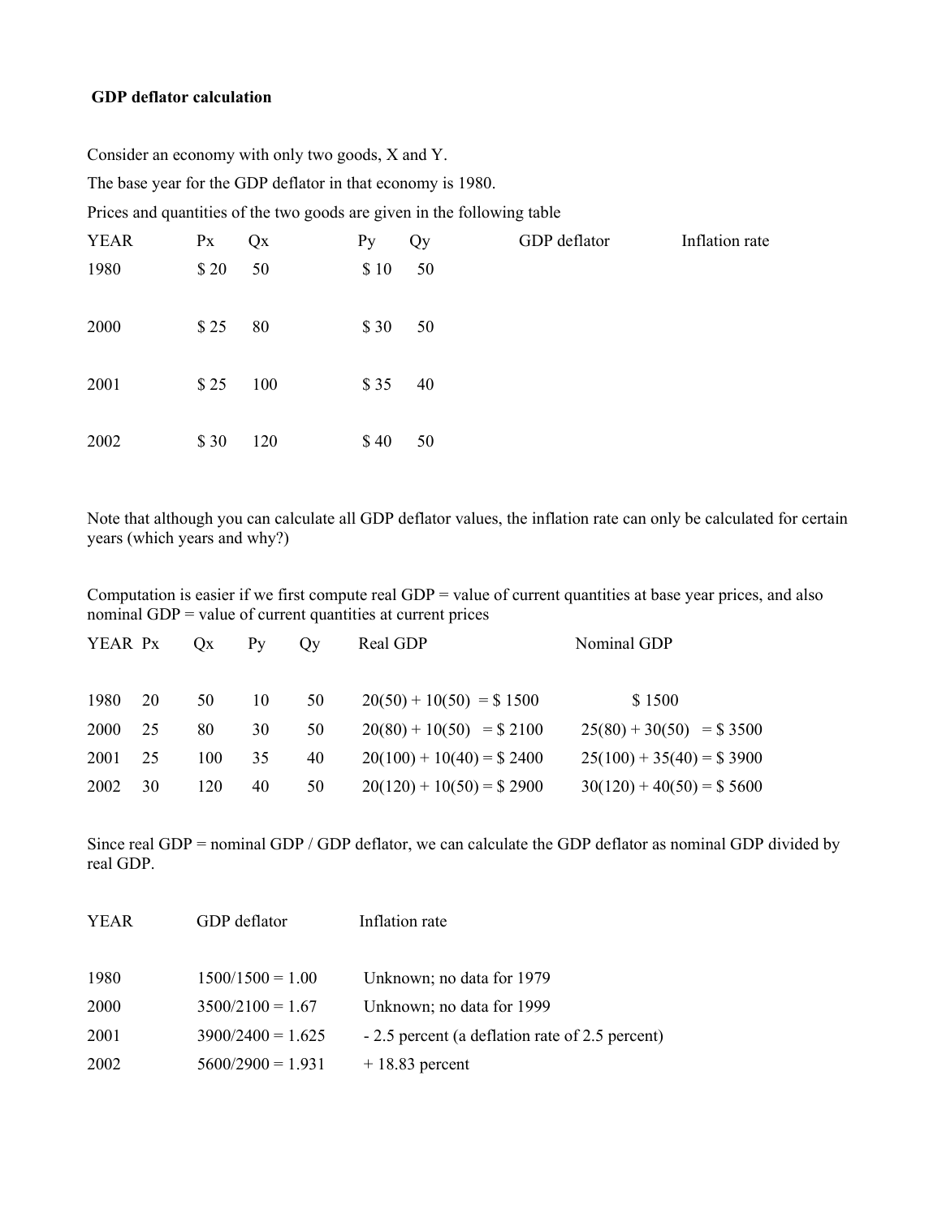**GDP deflator calculation**

Consider an economy with only two goods, X and Y.

The base year for the GDP deflator in that economy is 1980.

Prices and quantities of the two goods are given in the following table

| YEAR | Px | Qx | Py | Qy | GDP deflator | Inflation rate |
|---|---|---|---|---|---|---|
| 1980 | $ 20 | 50 | $ 10 | 50 | | |
| 2000 | $ 25 | 80 | $ 30 | 50 | | |
| 2001 | $ 25 | 100 | $ 35 | 40 | | |
| 2002 | $ 30 | 120 | $ 40 | 50 | | |

Note that although you can calculate all GDP deflator values, the inflation rate can only be calculated for certain years (which years and why?)

Computation is easier if we first compute real GDP = value of current quantities at base year prices, and also nominal GDP = value of current quantities at current prices

| YEAR | Px | Qx | Py | Qy | Real GDP | Nominal GDP |
|---|---|---|---|---|---|---|
| 1980 | 20 | 50 | 10 | 50 | 20(50) + 10(50) = $ 1500 | $ 1500 |
| 2000 | 25 | 80 | 30 | 50 | 20(80) + 10(50) = $ 2100 | 25(80) + 30(50) = $ 3500 |
| 2001 | 25 | 100 | 35 | 40 | 20(100) + 10(40) = $ 2400 | 25(100) + 35(40) = $ 3900 |
| 2002 | 30 | 120 | 40 | 50 | 20(120) + 10(50) = $ 2900 | 30(120) + 40(50) = $ 5600 |

Since real GDP = nominal GDP / GDP deflator, we can calculate the GDP deflator as nominal GDP divided by real GDP.

| YEAR | GDP deflator | Inflation rate |
|---|---|---|
| 1980 | 1500/1500 = 1.00 | Unknown; no data for 1979 |
| 2000 | 3500/2100 = 1.67 | Unknown; no data for 1999 |
| 2001 | 3900/2400 = 1.625 | - 2.5 percent (a deflation rate of 2.5 percent) |
| 2002 | 5600/2900 = 1.931 | + 18.83 percent |